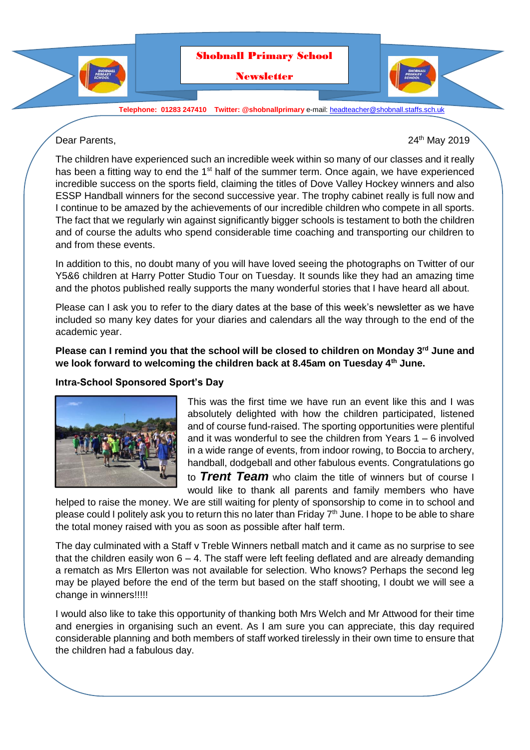# Shobnall Primary School

## Newsletter

**Telephone: 01283 247410 Twitter: @shobnallprimary** e-mail: headteacher@shobnall.staffs.sch.uk

Dear Parents,

24th May 2019

The children have experienced such an incredible week within so many of our classes and it really has been a fitting way to end the 1st half of the summer term. Once again, we have experienced incredible success on the sports field, claiming the titles of Dove Valley Hockey winners and also ESSP Handball winners for the second successive year. The trophy cabinet really is full now and I continue to be amazed by the achievements of our incredible children who compete in all sports. The fact that we regularly win against significantly bigger schools is testament to both the children and of course the adults who spend considerable time coaching and transporting our children to and from these events.

In addition to this, no doubt many of you will have loved seeing the photographs on Twitter of our Y5&6 children at Harry Potter Studio Tour on Tuesday. It sounds like they had an amazing time and the photos published really supports the many wonderful stories that I have heard all about.

Please can I ask you to refer to the diary dates at the base of this week's newsletter as we have included so many key dates for your diaries and calendars all the way through to the end of the academic year.

**Please can I remind you that the school will be closed to children on Monday 3rd June and we look forward to welcoming the children back at 8.45am on Tuesday 4th June.**

**Intra-School Sponsored Sport's Day**

This was the first time we have run an event like this and I was absolutely delighted with how the children participated, listened and of course fund-raised. The sporting opportunities were plentiful and it was wonderful to see the children from Years 1 – 6 involved in a wide range of events, from indoor rowing, to Boccia to archery, handball, dodgeball and other fabulous events. Congratulations go to ***Trent Team*** who claim the title of winners but of course I would like to thank all parents and family members who have helped to raise the money. We are still waiting for plenty of sponsorship to come in to school and please could I politely ask you to return this no later than Friday 7th June. I hope to be able to share the total money raised with you as soon as possible after half term.

The day culminated with a Staff v Treble Winners netball match and it came as no surprise to see that the children easily won 6 – 4. The staff were left feeling deflated and are already demanding a rematch as Mrs Ellerton was not available for selection. Who knows? Perhaps the second leg may be played before the end of the term but based on the staff shooting, I doubt we will see a change in winners!!!!!

I would also like to take this opportunity of thanking both Mrs Welch and Mr Attwood for their time and energies in organising such an event. As I am sure you can appreciate, this day required considerable planning and both members of staff worked tirelessly in their own time to ensure that the children had a fabulous day.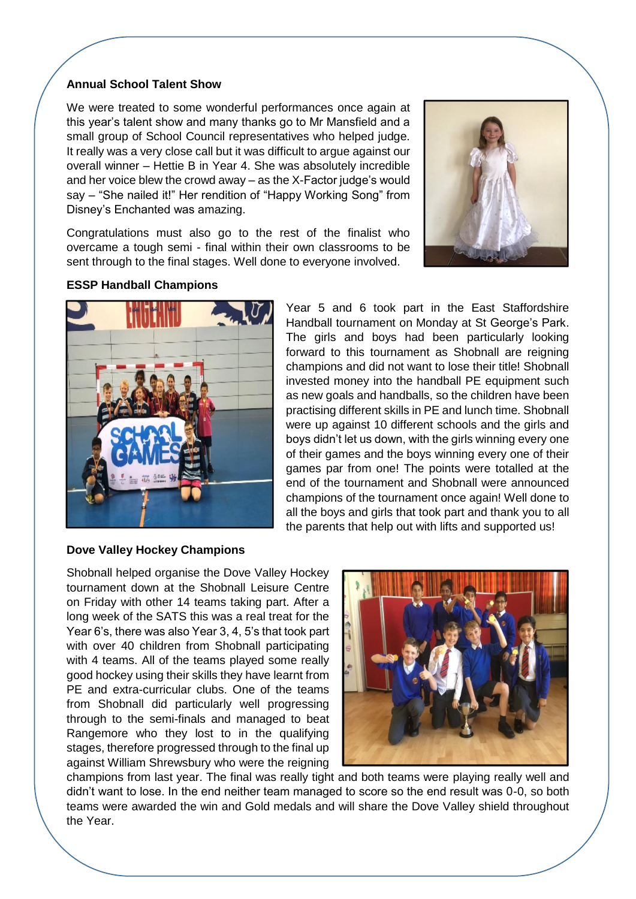### Annual School Talent Show

We were treated to some wonderful performances once again at this year's talent show and many thanks go to Mr Mansfield and a small group of School Council representatives who helped judge. It really was a very close call but it was difficult to argue against our overall winner – Hettie B in Year 4. She was absolutely incredible and her voice blew the crowd away – as the X-Factor judge's would say – "She nailed it!" Her rendition of "Happy Working Song" from Disney's Enchanted was amazing.

Congratulations must also go to the rest of the finalist who overcame a tough semi - final within their own classrooms to be sent through to the final stages. Well done to everyone involved.

### ESSP Handball Champions

Year 5 and 6 took part in the East Staffordshire Handball tournament on Monday at St George's Park. The girls and boys had been particularly looking forward to this tournament as Shobnall are reigning champions and did not want to lose their title! Shobnall invested money into the handball PE equipment such as new goals and handballs, so the children have been practising different skills in PE and lunch time. Shobnall were up against 10 different schools and the girls and boys didn't let us down, with the girls winning every one of their games and the boys winning every one of their games par from one! The points were totalled at the end of the tournament and Shobnall were announced champions of the tournament once again! Well done to all the boys and girls that took part and thank you to all the parents that help out with lifts and supported us!

### Dove Valley Hockey Champions

Shobnall helped organise the Dove Valley Hockey tournament down at the Shobnall Leisure Centre on Friday with other 14 teams taking part. After a long week of the SATS this was a real treat for the Year 6's, there was also Year 3, 4, 5's that took part with over 40 children from Shobnall participating with 4 teams. All of the teams played some really good hockey using their skills they have learnt from PE and extra-curricular clubs. One of the teams from Shobnall did particularly well progressing through to the semi-finals and managed to beat Rangemore who they lost to in the qualifying stages, therefore progressed through to the final up against William Shrewsbury who were the reigning champions from last year. The final was really tight and both teams were playing really well and didn't want to lose. In the end neither team managed to score so the end result was 0-0, so both teams were awarded the win and Gold medals and will share the Dove Valley shield throughout the Year.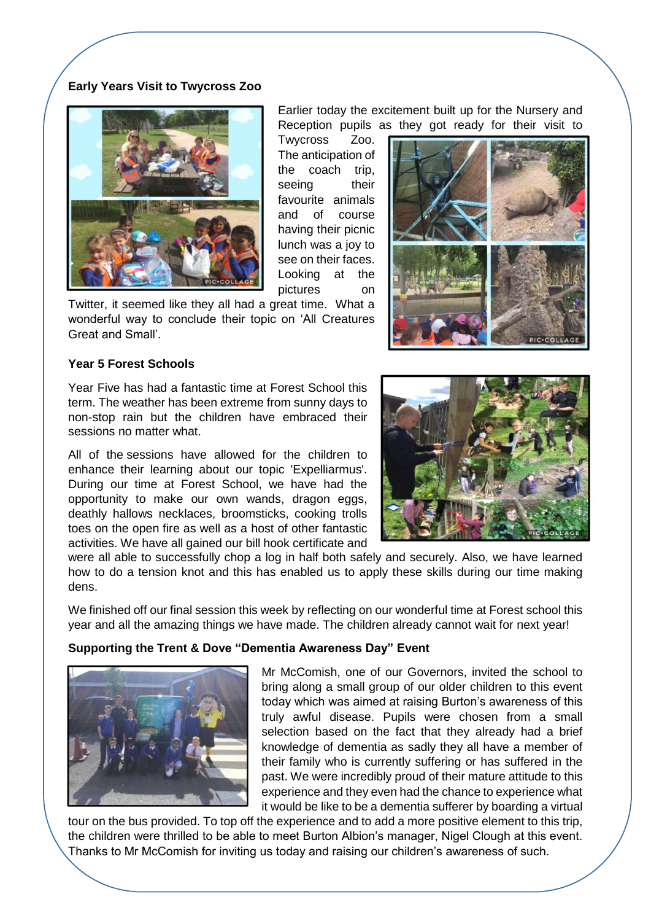### Early Years Visit to Twycross Zoo

Earlier today the excitement built up for the Nursery and Reception pupils as they got ready for their visit to Twycross Zoo. The anticipation of the coach trip, seeing their favourite animals and of course having their picnic lunch was a joy to see on their faces. Looking at the pictures on Twitter, it seemed like they all had a great time. What a wonderful way to conclude their topic on 'All Creatures Great and Small'.

### Year 5 Forest Schools

Year Five has had a fantastic time at Forest School this term. The weather has been extreme from sunny days to non-stop rain but the children have embraced their sessions no matter what.

All of the sessions have allowed for the children to enhance their learning about our topic 'Expelliarmus'. During our time at Forest School, we have had the opportunity to make our own wands, dragon eggs, deathly hallows necklaces, broomsticks, cooking trolls toes on the open fire as well as a host of other fantastic activities. We have all gained our bill hook certificate and were all able to successfully chop a log in half both safely and securely. Also, we have learned how to do a tension knot and this has enabled us to apply these skills during our time making dens.

We finished off our final session this week by reflecting on our wonderful time at Forest school this year and all the amazing things we have made. The children already cannot wait for next year!

### Supporting the Trent & Dove "Dementia Awareness Day" Event

Mr McComish, one of our Governors, invited the school to bring along a small group of our older children to this event today which was aimed at raising Burton's awareness of this truly awful disease. Pupils were chosen from a small selection based on the fact that they already had a brief knowledge of dementia as sadly they all have a member of their family who is currently suffering or has suffered in the past. We were incredibly proud of their mature attitude to this experience and they even had the chance to experience what it would be like to be a dementia sufferer by boarding a virtual tour on the bus provided. To top off the experience and to add a more positive element to this trip, the children were thrilled to be able to meet Burton Albion's manager, Nigel Clough at this event. Thanks to Mr McComish for inviting us today and raising our children's awareness of such.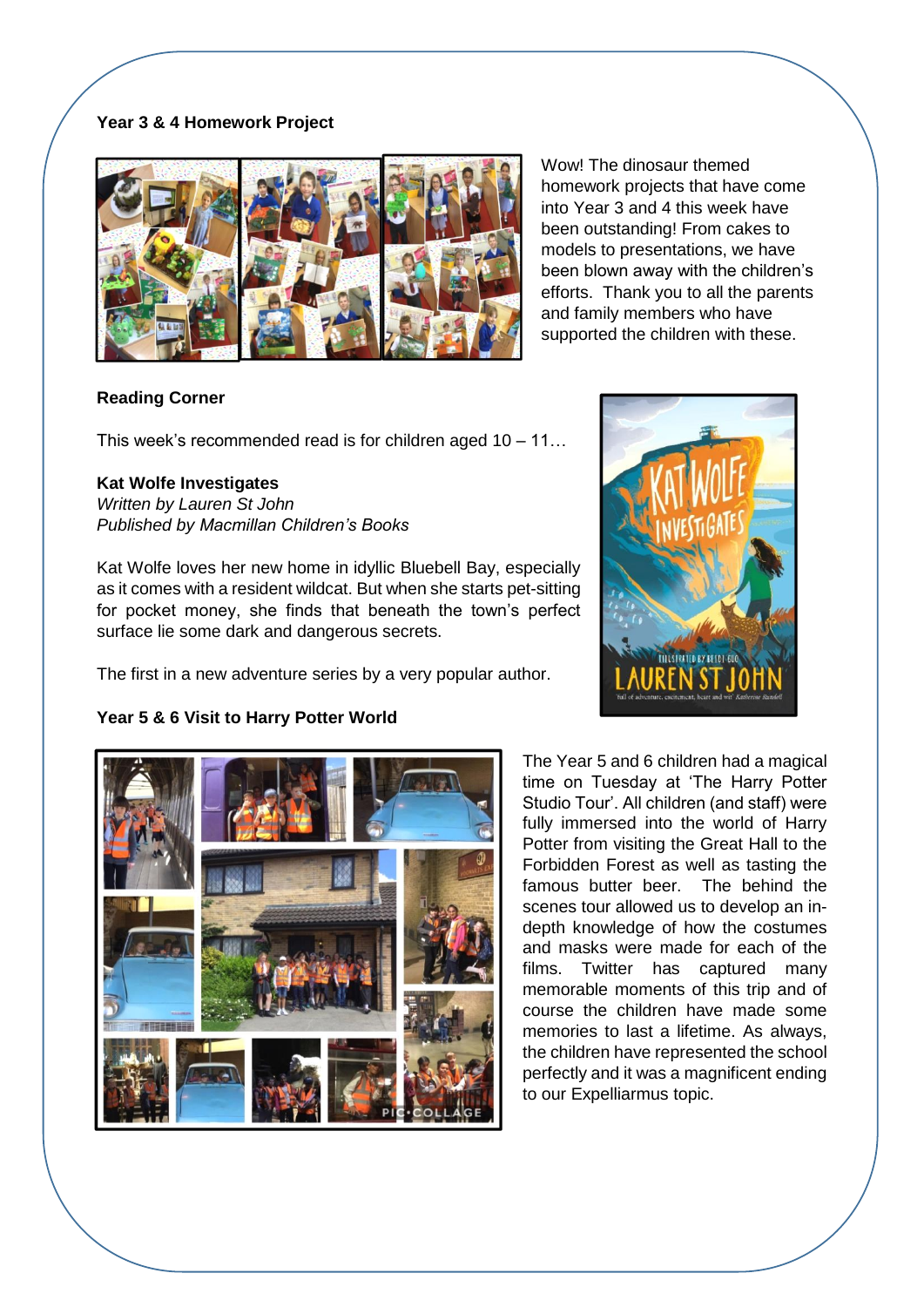**Year 3 & 4 Homework Project**

Wow! The dinosaur themed homework projects that have come into Year 3 and 4 this week have been outstanding! From cakes to models to presentations, we have been blown away with the children's efforts. Thank you to all the parents and family members who have supported the children with these.

**Reading Corner**

This week's recommended read is for children aged 10 – 11…

**Kat Wolfe Investigates**
*Written by Lauren St John*
*Published by Macmillan Children's Books*

Kat Wolfe loves her new home in idyllic Bluebell Bay, especially as it comes with a resident wildcat. But when she starts pet-sitting for pocket money, she finds that beneath the town's perfect surface lie some dark and dangerous secrets.

The first in a new adventure series by a very popular author.

**Year 5 & 6 Visit to Harry Potter World**

The Year 5 and 6 children had a magical time on Tuesday at 'The Harry Potter Studio Tour'. All children (and staff) were fully immersed into the world of Harry Potter from visiting the Great Hall to the Forbidden Forest as well as tasting the famous butter beer. The behind the scenes tour allowed us to develop an in-depth knowledge of how the costumes and masks were made for each of the films. Twitter has captured many memorable moments of this trip and of course the children have made some memories to last a lifetime. As always, the children have represented the school perfectly and it was a magnificent ending to our Expelliarmus topic.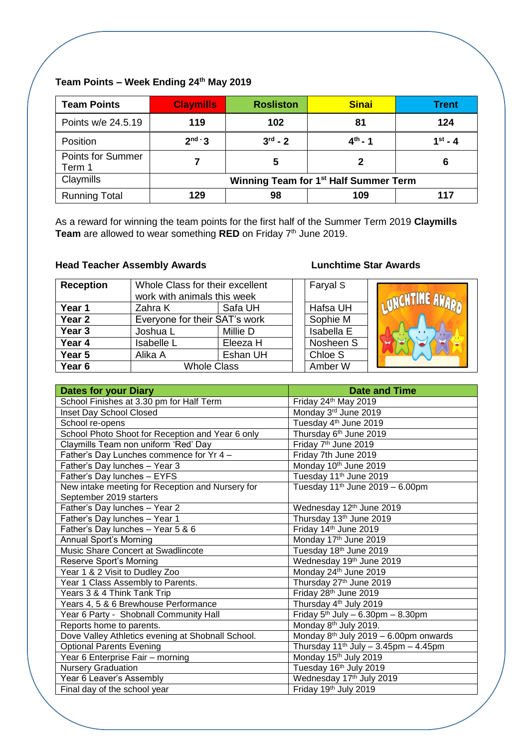### Team Points – Week Ending 24th May 2019

| Team Points | Claymills | Rosliston | Sinai | Trent |
|---|---|---|---|---|
| Points w/e 24.5.19 | 119 | 102 | 81 | 124 |
| Position | 2nd - 3 | 3rd - 2 | 4th - 1 | 1st - 4 |
| Points for Summer Term 1 | 7 | 5 | 2 | 6 |
| Claymills | Winning Team for 1st Half Summer Term | | | |
| Running Total | 129 | 98 | 109 | 117 |

As a reward for winning the team points for the first half of the Summer Term 2019 **Claymills Team** are allowed to wear something **RED** on Friday 7th June 2019.

### Head Teacher Assembly Awards

| | | |
|---|---|---|
| **Reception** | Whole Class for their excellent work with animals this week | |
| **Year 1** | Zahra K | Safa UH |
| **Year 2** | Everyone for their SAT's work | |
| **Year 3** | Joshua L | Millie D |
| **Year 4** | Isabelle L | Eleeza H |
| **Year 5** | Alika A | Eshan UH |
| **Year 6** | Whole Class | |

### Lunchtime Star Awards

| |
|---|
| Faryal S |
| Hafsa UH |
| Sophie M |
| Isabella E |
| Nosheen S |
| Chloe S |
| Amber W |

| Dates for your Diary | Date and Time |
|---|---|
| School Finishes at 3.30 pm for Half Term | Friday 24th May 2019 |
| Inset Day School Closed | Monday 3rd June 2019 |
| School re-opens | Tuesday 4th June 2019 |
| School Photo Shoot for Reception and Year 6 only | Thursday 6th June 2019 |
| Claymills Team non uniform 'Red' Day | Friday 7th June 2019 |
| Father's Day Lunches commence for Yr 4 – | Friday 7th June 2019 |
| Father's Day lunches – Year 3 | Monday 10th June 2019 |
| Father's Day lunches – EYFS | Tuesday 11th June 2019 |
| New intake meeting for Reception and Nursery for September 2019 starters | Tuesday 11th June 2019 – 6.00pm |
| Father's Day lunches – Year 2 | Wednesday 12th June 2019 |
| Father's Day lunches – Year 1 | Thursday 13th June 2019 |
| Father's Day lunches – Year 5 & 6 | Friday 14th June 2019 |
| Annual Sport's Morning | Monday 17th June 2019 |
| Music Share Concert at Swadlincote | Tuesday 18th June 2019 |
| Reserve Sport's Morning | Wednesday 19th June 2019 |
| Year 1 & 2 Visit to Dudley Zoo | Monday 24th June 2019 |
| Year 1 Class Assembly to Parents. | Thursday 27th June 2019 |
| Years 3 & 4 Think Tank Trip | Friday 28th June 2019 |
| Years 4, 5 & 6 Brewhouse Performance | Thursday 4th July 2019 |
| Year 6 Party - Shobnall Community Hall | Friday 5th July – 6.30pm – 8.30pm |
| Reports home to parents. | Monday 8th July 2019. |
| Dove Valley Athletics evening at Shobnall School. | Monday 8th July 2019 – 6.00pm onwards |
| Optional Parents Evening | Thursday 11th July – 3.45pm – 4.45pm |
| Year 6 Enterprise Fair – morning | Monday 15th July 2019 |
| Nursery Graduation | Tuesday 16th July 2019 |
| Year 6 Leaver's Assembly | Wednesday 17th July 2019 |
| Final day of the school year | Friday 19th July 2019 |